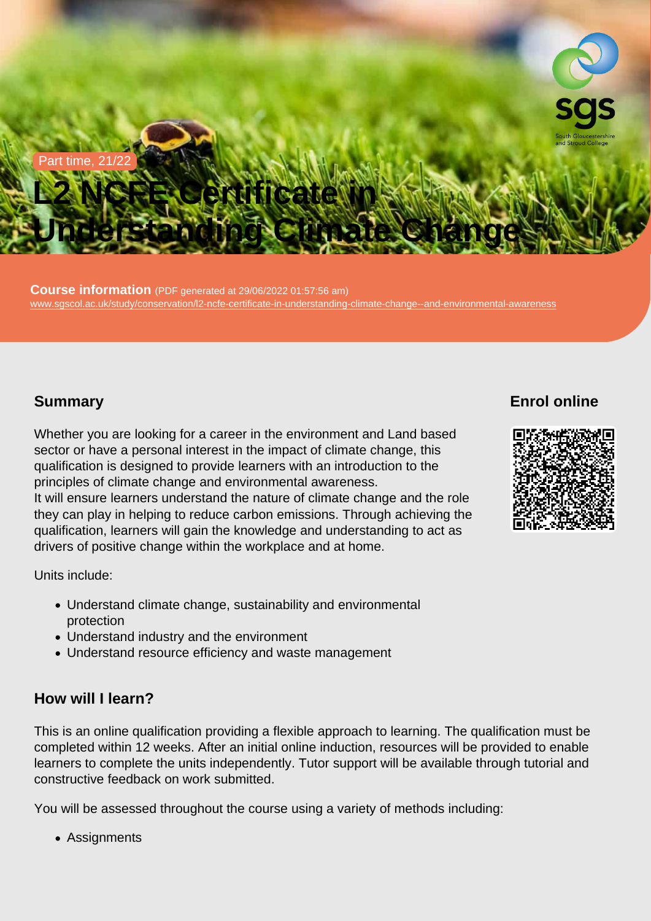Part time, 21/22

# L2 NCFE Certificate in Understanding Climate Change

**Course information** (PDF generated at 29/06/2022 01:57:56 am)
www.sgscol.ac.uk/study/conservation/l2-ncfe-certificate-in-understanding-climate-change--and-environmental-awareness

## Summary

Whether you are looking for a career in the environment and Land based sector or have a personal interest in the impact of climate change, this qualification is designed to provide learners with an introduction to the principles of climate change and environmental awareness.
It will ensure learners understand the nature of climate change and the role they can play in helping to reduce carbon emissions. Through achieving the qualification, learners will gain the knowledge and understanding to act as drivers of positive change within the workplace and at home.

Units include:

- Understand climate change, sustainability and environmental protection
- Understand industry and the environment
- Understand resource efficiency and waste management

## Enrol online

## How will I learn?

This is an online qualification providing a flexible approach to learning. The qualification must be completed within 12 weeks. After an initial online induction, resources will be provided to enable learners to complete the units independently. Tutor support will be available through tutorial and constructive feedback on work submitted.

You will be assessed throughout the course using a variety of methods including:

- Assignments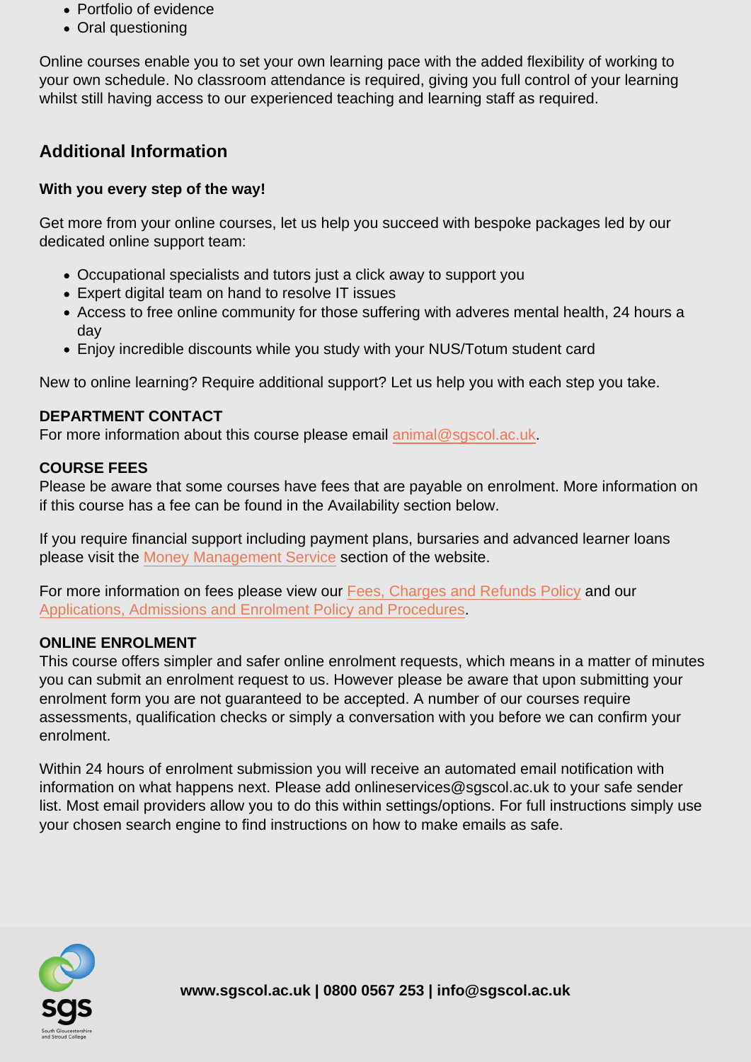- Portfolio of evidence
- Oral questioning

Online courses enable you to set your own learning pace with the added flexibility of working to your own schedule. No classroom attendance is required, giving you full control of your learning whilst still having access to our experienced teaching and learning staff as required.

## Additional Information

**With you every step of the way!**

Get more from your online courses, let us help you succeed with bespoke packages led by our dedicated online support team:

- Occupational specialists and tutors just a click away to support you
- Expert digital team on hand to resolve IT issues
- Access to free online community for those suffering with adveres mental health, 24 hours a day
- Enjoy incredible discounts while you study with your NUS/Totum student card

New to online learning? Require additional support? Let us help you with each step you take.

**DEPARTMENT CONTACT**
For more information about this course please email animal@sgscol.ac.uk.

**COURSE FEES**
Please be aware that some courses have fees that are payable on enrolment. More information on if this course has a fee can be found in the Availability section below.

If you require financial support including payment plans, bursaries and advanced learner loans please visit the Money Management Service section of the website.

For more information on fees please view our Fees, Charges and Refunds Policy and our Applications, Admissions and Enrolment Policy and Procedures.

**ONLINE ENROLMENT**
This course offers simpler and safer online enrolment requests, which means in a matter of minutes you can submit an enrolment request to us. However please be aware that upon submitting your enrolment form you are not guaranteed to be accepted. A number of our courses require assessments, qualification checks or simply a conversation with you before we can confirm your enrolment.

Within 24 hours of enrolment submission you will receive an automated email notification with information on what happens next. Please add onlineservices@sgscol.ac.uk to your safe sender list. Most email providers allow you to do this within settings/options. For full instructions simply use your chosen search engine to find instructions on how to make emails as safe.